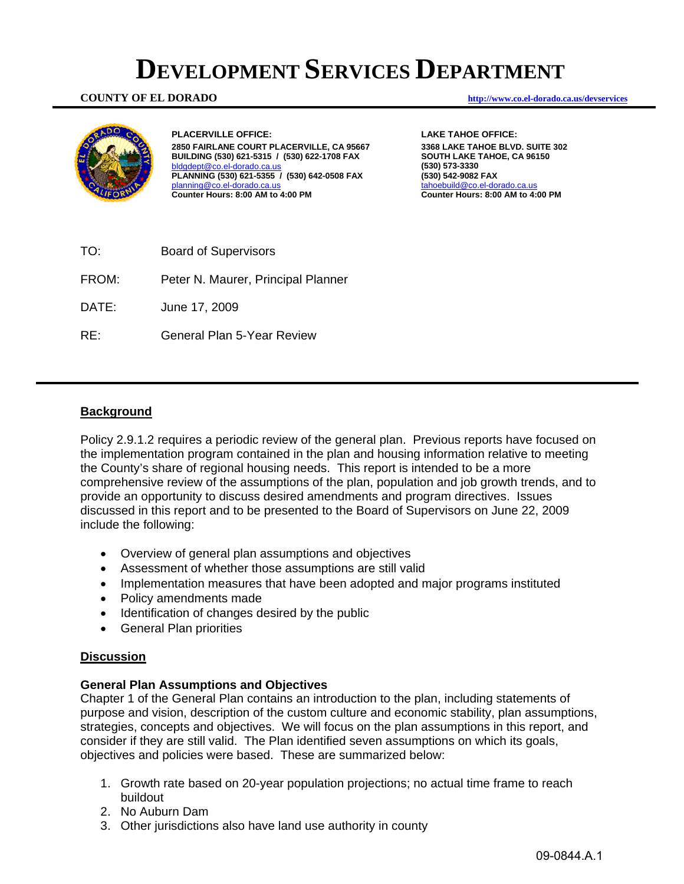# DEVELOPMENT SERVICES DEPARTMENT

**COUNTY OF EL DORADO** http://www.co.el-dorado.ca.us/devservices

**PLACERVILLE OFFICE:**
**2850 FAIRLANE COURT PLACERVILLE, CA 95667**
**BUILDING (530) 621-5315 / (530) 622-1708 FAX**
bldgdept@co.el-dorado.ca.us
**PLANNING (530) 621-5355 / (530) 642-0508 FAX**
planning@co.el-dorado.ca.us
**Counter Hours: 8:00 AM to 4:00 PM**

**LAKE TAHOE OFFICE:**
**3368 LAKE TAHOE BLVD. SUITE 302**
**SOUTH LAKE TAHOE, CA 96150**
**(530) 573-3330**
**(530) 542-9082 FAX**
tahoebuild@co.el-dorado.ca.us
**Counter Hours: 8:00 AM to 4:00 PM**

TO: Board of Supervisors

FROM: Peter N. Maurer, Principal Planner

DATE: June 17, 2009

RE: General Plan 5-Year Review

---

## Background

Policy 2.9.1.2 requires a periodic review of the general plan. Previous reports have focused on the implementation program contained in the plan and housing information relative to meeting the County's share of regional housing needs. This report is intended to be a more comprehensive review of the assumptions of the plan, population and job growth trends, and to provide an opportunity to discuss desired amendments and program directives. Issues discussed in this report and to be presented to the Board of Supervisors on June 22, 2009 include the following:

- Overview of general plan assumptions and objectives
- Assessment of whether those assumptions are still valid
- Implementation measures that have been adopted and major programs instituted
- Policy amendments made
- Identification of changes desired by the public
- General Plan priorities

## Discussion

### General Plan Assumptions and Objectives

Chapter 1 of the General Plan contains an introduction to the plan, including statements of purpose and vision, description of the custom culture and economic stability, plan assumptions, strategies, concepts and objectives. We will focus on the plan assumptions in this report, and consider if they are still valid. The Plan identified seven assumptions on which its goals, objectives and policies were based. These are summarized below:

1. Growth rate based on 20-year population projections; no actual time frame to reach buildout
2. No Auburn Dam
3. Other jurisdictions also have land use authority in county

09-0844.A.1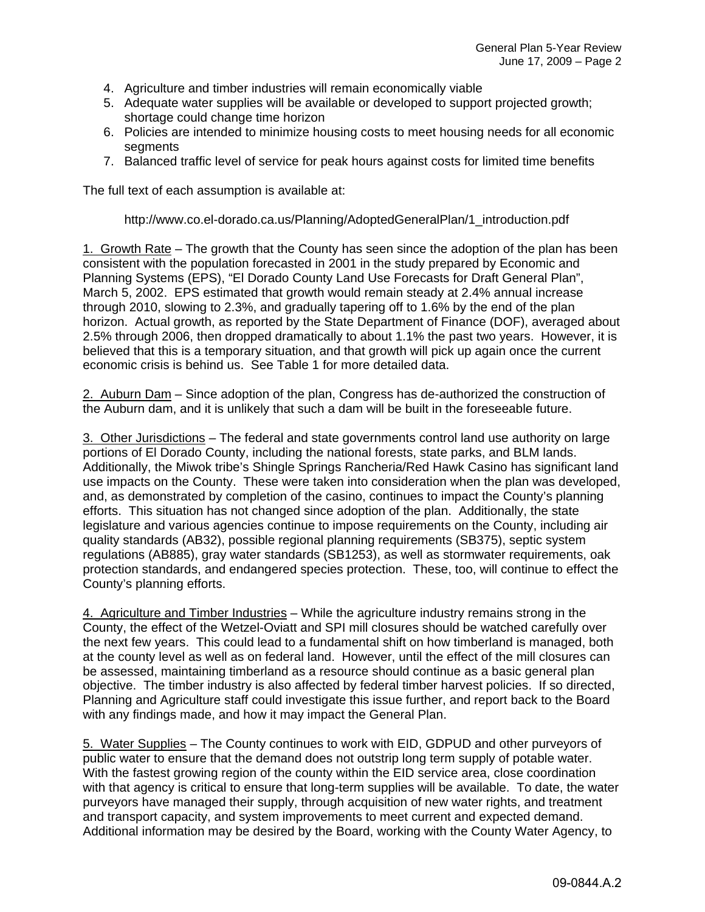4. Agriculture and timber industries will remain economically viable
5. Adequate water supplies will be available or developed to support projected growth; shortage could change time horizon
6. Policies are intended to minimize housing costs to meet housing needs for all economic segments
7. Balanced traffic level of service for peak hours against costs for limited time benefits

The full text of each assumption is available at:

http://www.co.el-dorado.ca.us/Planning/AdoptedGeneralPlan/1_introduction.pdf

1. Growth Rate – The growth that the County has seen since the adoption of the plan has been consistent with the population forecasted in 2001 in the study prepared by Economic and Planning Systems (EPS), "El Dorado County Land Use Forecasts for Draft General Plan", March 5, 2002. EPS estimated that growth would remain steady at 2.4% annual increase through 2010, slowing to 2.3%, and gradually tapering off to 1.6% by the end of the plan horizon. Actual growth, as reported by the State Department of Finance (DOF), averaged about 2.5% through 2006, then dropped dramatically to about 1.1% the past two years. However, it is believed that this is a temporary situation, and that growth will pick up again once the current economic crisis is behind us. See Table 1 for more detailed data.

2. Auburn Dam – Since adoption of the plan, Congress has de-authorized the construction of the Auburn dam, and it is unlikely that such a dam will be built in the foreseeable future.

3. Other Jurisdictions – The federal and state governments control land use authority on large portions of El Dorado County, including the national forests, state parks, and BLM lands. Additionally, the Miwok tribe's Shingle Springs Rancheria/Red Hawk Casino has significant land use impacts on the County. These were taken into consideration when the plan was developed, and, as demonstrated by completion of the casino, continues to impact the County's planning efforts. This situation has not changed since adoption of the plan. Additionally, the state legislature and various agencies continue to impose requirements on the County, including air quality standards (AB32), possible regional planning requirements (SB375), septic system regulations (AB885), gray water standards (SB1253), as well as stormwater requirements, oak protection standards, and endangered species protection. These, too, will continue to effect the County's planning efforts.

4. Agriculture and Timber Industries – While the agriculture industry remains strong in the County, the effect of the Wetzel-Oviatt and SPI mill closures should be watched carefully over the next few years. This could lead to a fundamental shift on how timberland is managed, both at the county level as well as on federal land. However, until the effect of the mill closures can be assessed, maintaining timberland as a resource should continue as a basic general plan objective. The timber industry is also affected by federal timber harvest policies. If so directed, Planning and Agriculture staff could investigate this issue further, and report back to the Board with any findings made, and how it may impact the General Plan.

5. Water Supplies – The County continues to work with EID, GDPUD and other purveyors of public water to ensure that the demand does not outstrip long term supply of potable water. With the fastest growing region of the county within the EID service area, close coordination with that agency is critical to ensure that long-term supplies will be available. To date, the water purveyors have managed their supply, through acquisition of new water rights, and treatment and transport capacity, and system improvements to meet current and expected demand. Additional information may be desired by the Board, working with the County Water Agency, to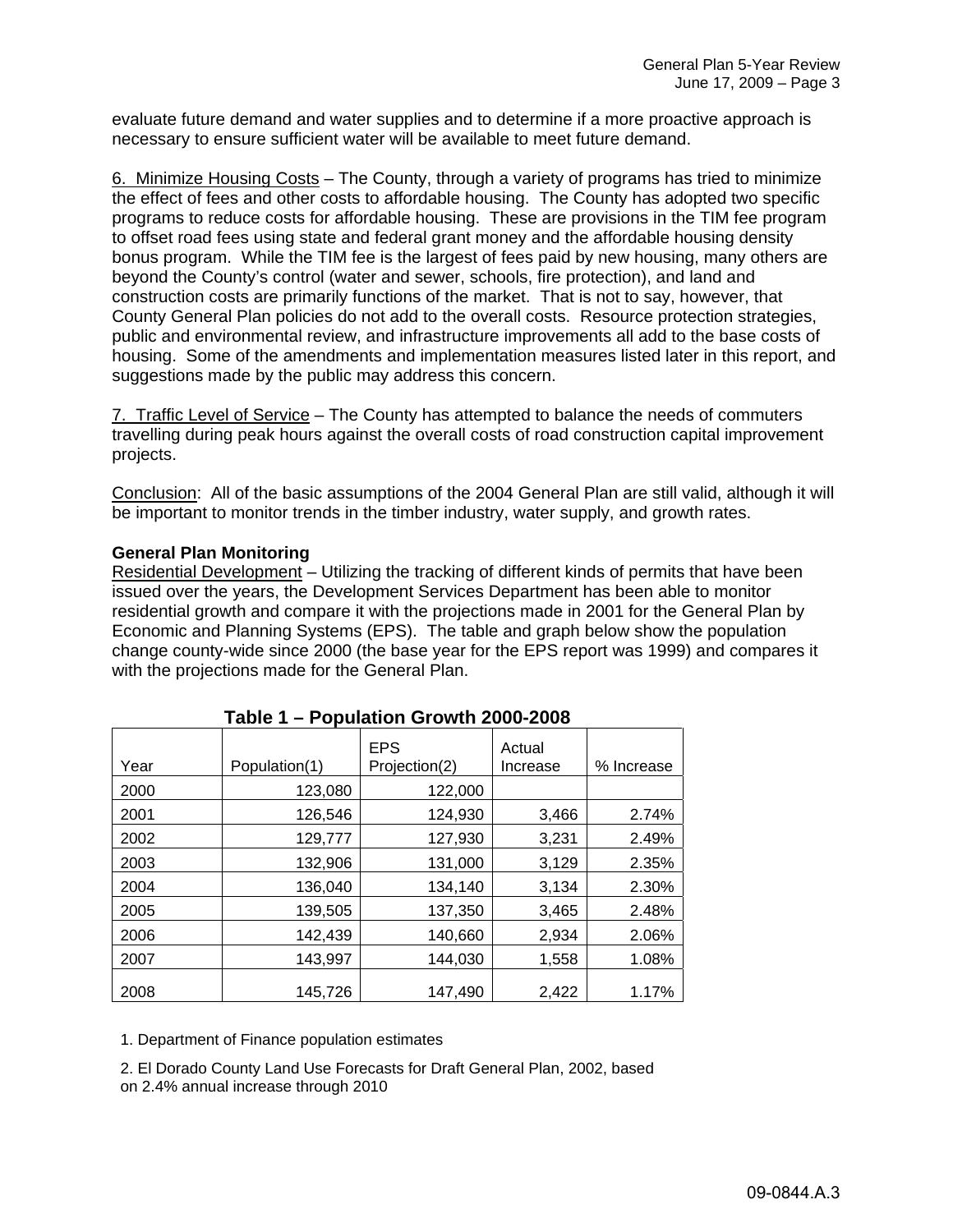evaluate future demand and water supplies and to determine if a more proactive approach is necessary to ensure sufficient water will be available to meet future demand.

6. Minimize Housing Costs – The County, through a variety of programs has tried to minimize the effect of fees and other costs to affordable housing. The County has adopted two specific programs to reduce costs for affordable housing. These are provisions in the TIM fee program to offset road fees using state and federal grant money and the affordable housing density bonus program. While the TIM fee is the largest of fees paid by new housing, many others are beyond the County's control (water and sewer, schools, fire protection), and land and construction costs are primarily functions of the market. That is not to say, however, that County General Plan policies do not add to the overall costs. Resource protection strategies, public and environmental review, and infrastructure improvements all add to the base costs of housing. Some of the amendments and implementation measures listed later in this report, and suggestions made by the public may address this concern.

7. Traffic Level of Service – The County has attempted to balance the needs of commuters travelling during peak hours against the overall costs of road construction capital improvement projects.

Conclusion: All of the basic assumptions of the 2004 General Plan are still valid, although it will be important to monitor trends in the timber industry, water supply, and growth rates.

**General Plan Monitoring**

Residential Development – Utilizing the tracking of different kinds of permits that have been issued over the years, the Development Services Department has been able to monitor residential growth and compare it with the projections made in 2001 for the General Plan by Economic and Planning Systems (EPS). The table and graph below show the population change county-wide since 2000 (the base year for the EPS report was 1999) and compares it with the projections made for the General Plan.

**Table 1 – Population Growth 2000-2008**

| Year | Population(1) | EPS Projection(2) | Actual Increase | % Increase |
|---|---|---|---|---|
| 2000 | 123,080 | 122,000 | | |
| 2001 | 126,546 | 124,930 | 3,466 | 2.74% |
| 2002 | 129,777 | 127,930 | 3,231 | 2.49% |
| 2003 | 132,906 | 131,000 | 3,129 | 2.35% |
| 2004 | 136,040 | 134,140 | 3,134 | 2.30% |
| 2005 | 139,505 | 137,350 | 3,465 | 2.48% |
| 2006 | 142,439 | 140,660 | 2,934 | 2.06% |
| 2007 | 143,997 | 144,030 | 1,558 | 1.08% |
| 2008 | 145,726 | 147,490 | 2,422 | 1.17% |

1. Department of Finance population estimates

2. El Dorado County Land Use Forecasts for Draft General Plan, 2002, based on 2.4% annual increase through 2010

09-0844.A.3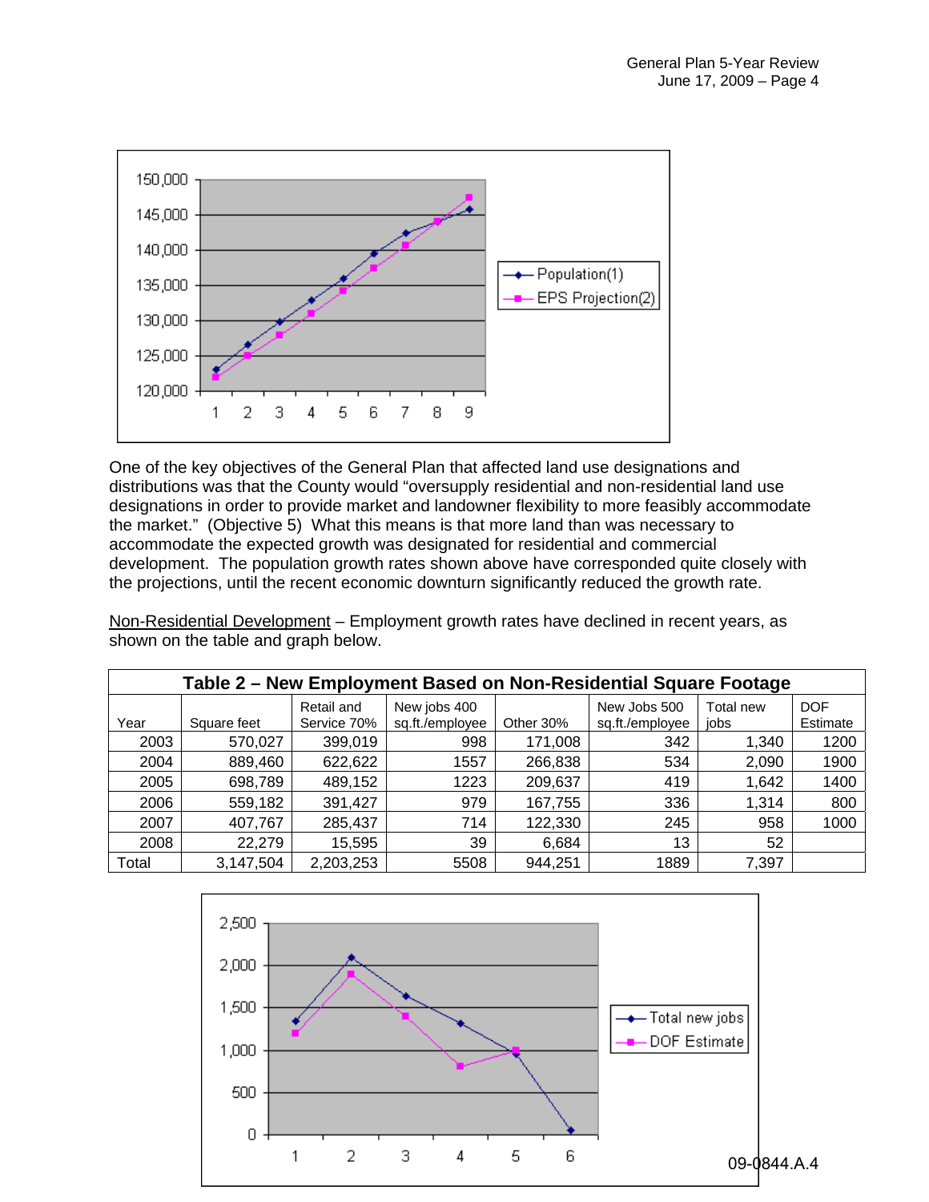One of the key objectives of the General Plan that affected land use designations and distributions was that the County would "oversupply residential and non-residential land use designations in order to provide market and landowner flexibility to more feasibly accommodate the market." (Objective 5) What this means is that more land than was necessary to accommodate the expected growth was designated for residential and commercial development. The population growth rates shown above have corresponded quite closely with the projections, until the recent economic downturn significantly reduced the growth rate.

Non-Residential Development – Employment growth rates have declined in recent years, as shown on the table and graph below.

**Table 2 – New Employment Based on Non-Residential Square Footage**

| Year | Square feet | Retail and Service 70% | New jobs 400 sq.ft./employee | Other 30% | New Jobs 500 sq.ft./employee | Total new jobs | DOF Estimate |
|---|---|---|---|---|---|---|---|
| 2003 | 570,027 | 399,019 | 998 | 171,008 | 342 | 1,340 | 1200 |
| 2004 | 889,460 | 622,622 | 1557 | 266,838 | 534 | 2,090 | 1900 |
| 2005 | 698,789 | 489,152 | 1223 | 209,637 | 419 | 1,642 | 1400 |
| 2006 | 559,182 | 391,427 | 979 | 167,755 | 336 | 1,314 | 800 |
| 2007 | 407,767 | 285,437 | 714 | 122,330 | 245 | 958 | 1000 |
| 2008 | 22,279 | 15,595 | 39 | 6,684 | 13 | 52 | |
| Total | 3,147,504 | 2,203,253 | 5508 | 944,251 | 1889 | 7,397 | |

09-0844.A.4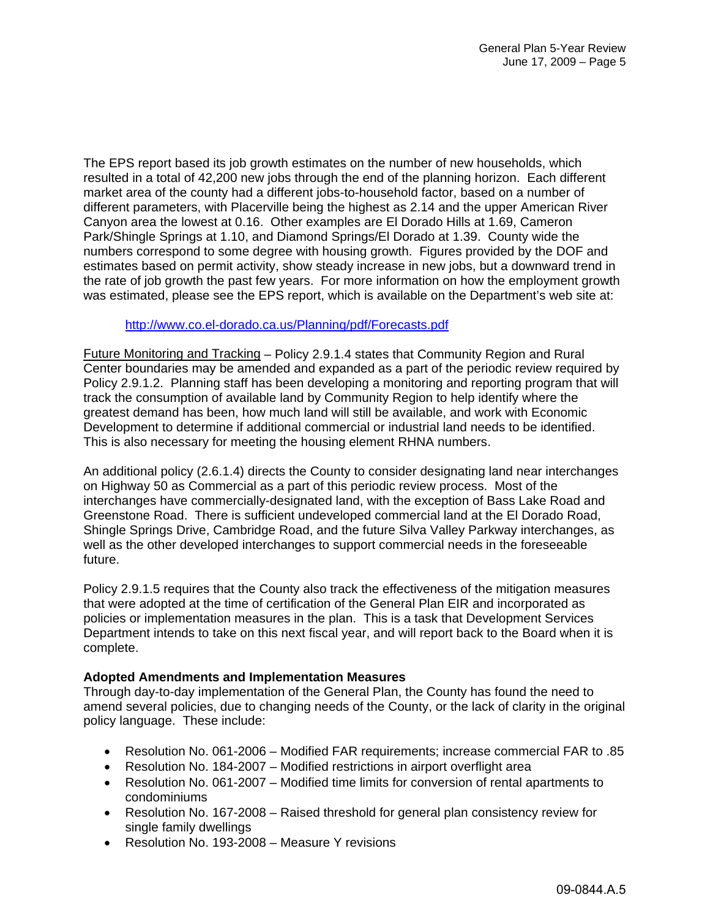The EPS report based its job growth estimates on the number of new households, which resulted in a total of 42,200 new jobs through the end of the planning horizon. Each different market area of the county had a different jobs-to-household factor, based on a number of different parameters, with Placerville being the highest as 2.14 and the upper American River Canyon area the lowest at 0.16. Other examples are El Dorado Hills at 1.69, Cameron Park/Shingle Springs at 1.10, and Diamond Springs/El Dorado at 1.39. County wide the numbers correspond to some degree with housing growth. Figures provided by the DOF and estimates based on permit activity, show steady increase in new jobs, but a downward trend in the rate of job growth the past few years. For more information on how the employment growth was estimated, please see the EPS report, which is available on the Department's web site at:

http://www.co.el-dorado.ca.us/Planning/pdf/Forecasts.pdf

Future Monitoring and Tracking – Policy 2.9.1.4 states that Community Region and Rural Center boundaries may be amended and expanded as a part of the periodic review required by Policy 2.9.1.2. Planning staff has been developing a monitoring and reporting program that will track the consumption of available land by Community Region to help identify where the greatest demand has been, how much land will still be available, and work with Economic Development to determine if additional commercial or industrial land needs to be identified. This is also necessary for meeting the housing element RHNA numbers.

An additional policy (2.6.1.4) directs the County to consider designating land near interchanges on Highway 50 as Commercial as a part of this periodic review process. Most of the interchanges have commercially-designated land, with the exception of Bass Lake Road and Greenstone Road. There is sufficient undeveloped commercial land at the El Dorado Road, Shingle Springs Drive, Cambridge Road, and the future Silva Valley Parkway interchanges, as well as the other developed interchanges to support commercial needs in the foreseeable future.

Policy 2.9.1.5 requires that the County also track the effectiveness of the mitigation measures that were adopted at the time of certification of the General Plan EIR and incorporated as policies or implementation measures in the plan. This is a task that Development Services Department intends to take on this next fiscal year, and will report back to the Board when it is complete.

**Adopted Amendments and Implementation Measures**

Through day-to-day implementation of the General Plan, the County has found the need to amend several policies, due to changing needs of the County, or the lack of clarity in the original policy language. These include:

- Resolution No. 061-2006 – Modified FAR requirements; increase commercial FAR to .85
- Resolution No. 184-2007 – Modified restrictions in airport overflight area
- Resolution No. 061-2007 – Modified time limits for conversion of rental apartments to condominiums
- Resolution No. 167-2008 – Raised threshold for general plan consistency review for single family dwellings
- Resolution No. 193-2008 – Measure Y revisions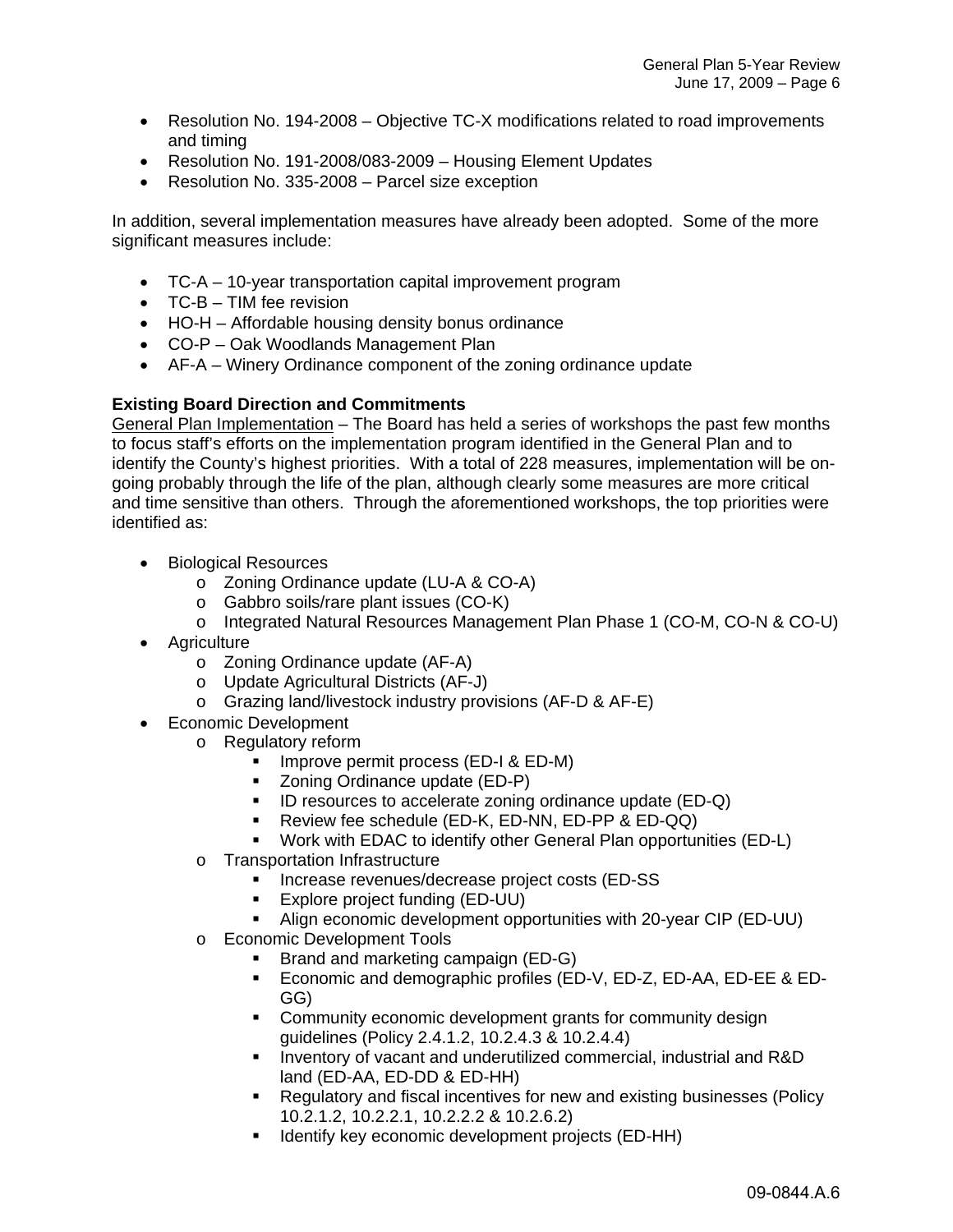- Resolution No. 194-2008 – Objective TC-X modifications related to road improvements and timing
- Resolution No. 191-2008/083-2009 – Housing Element Updates
- Resolution No. 335-2008 – Parcel size exception

In addition, several implementation measures have already been adopted. Some of the more significant measures include:

- TC-A – 10-year transportation capital improvement program
- TC-B – TIM fee revision
- HO-H – Affordable housing density bonus ordinance
- CO-P – Oak Woodlands Management Plan
- AF-A – Winery Ordinance component of the zoning ordinance update

**Existing Board Direction and Commitments**

General Plan Implementation – The Board has held a series of workshops the past few months to focus staff's efforts on the implementation program identified in the General Plan and to identify the County's highest priorities. With a total of 228 measures, implementation will be on-going probably through the life of the plan, although clearly some measures are more critical and time sensitive than others. Through the aforementioned workshops, the top priorities were identified as:

- Biological Resources
  - Zoning Ordinance update (LU-A & CO-A)
  - Gabbro soils/rare plant issues (CO-K)
  - Integrated Natural Resources Management Plan Phase 1 (CO-M, CO-N & CO-U)
- Agriculture
  - Zoning Ordinance update (AF-A)
  - Update Agricultural Districts (AF-J)
  - Grazing land/livestock industry provisions (AF-D & AF-E)
- Economic Development
  - Regulatory reform
    - Improve permit process (ED-I & ED-M)
    - Zoning Ordinance update (ED-P)
    - ID resources to accelerate zoning ordinance update (ED-Q)
    - Review fee schedule (ED-K, ED-NN, ED-PP & ED-QQ)
    - Work with EDAC to identify other General Plan opportunities (ED-L)
  - Transportation Infrastructure
    - Increase revenues/decrease project costs (ED-SS
    - Explore project funding (ED-UU)
    - Align economic development opportunities with 20-year CIP (ED-UU)
  - Economic Development Tools
    - Brand and marketing campaign (ED-G)
    - Economic and demographic profiles (ED-V, ED-Z, ED-AA, ED-EE & ED-GG)
    - Community economic development grants for community design guidelines (Policy 2.4.1.2, 10.2.4.3 & 10.2.4.4)
    - Inventory of vacant and underutilized commercial, industrial and R&D land (ED-AA, ED-DD & ED-HH)
    - Regulatory and fiscal incentives for new and existing businesses (Policy 10.2.1.2, 10.2.2.1, 10.2.2.2 & 10.2.6.2)
    - Identify key economic development projects (ED-HH)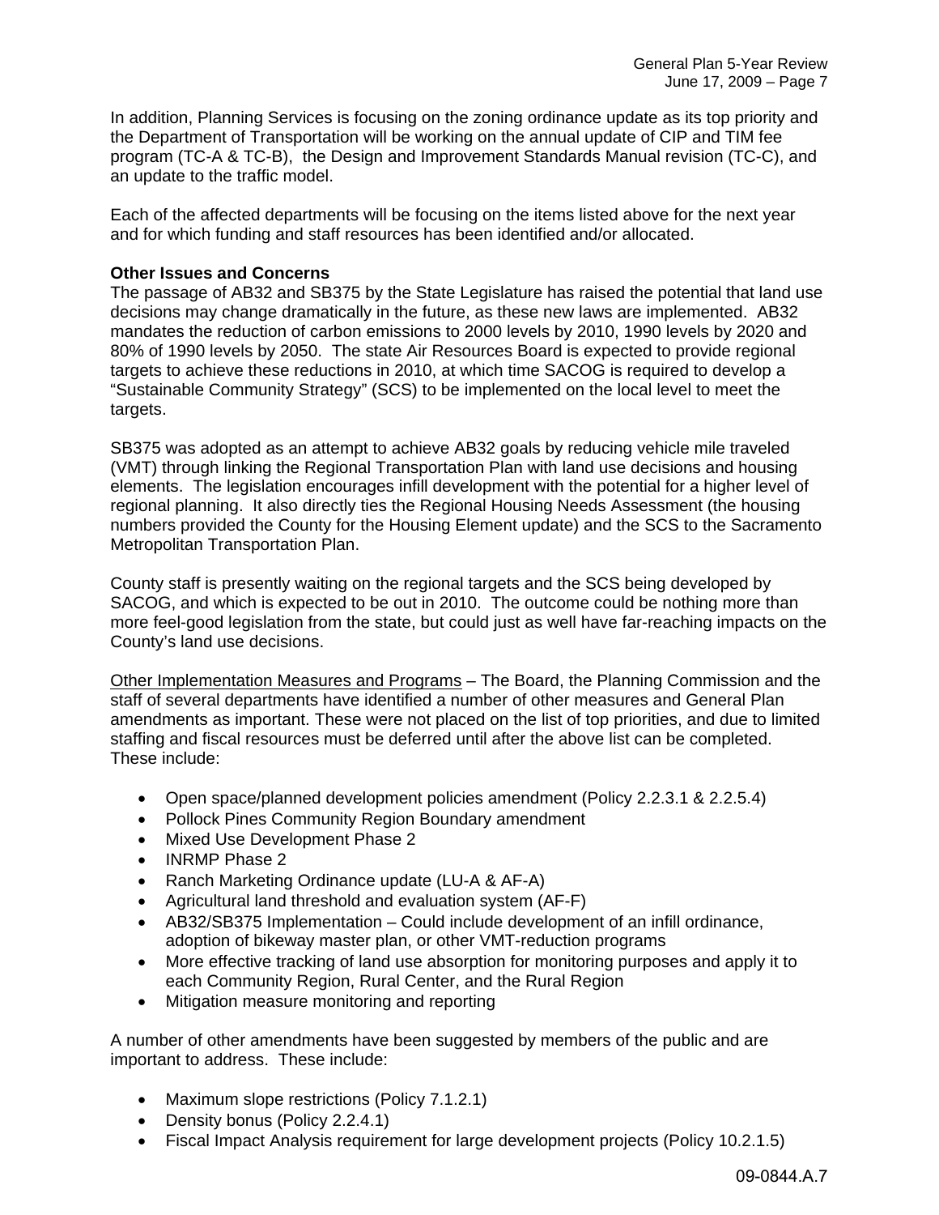In addition, Planning Services is focusing on the zoning ordinance update as its top priority and the Department of Transportation will be working on the annual update of CIP and TIM fee program (TC-A & TC-B), the Design and Improvement Standards Manual revision (TC-C), and an update to the traffic model.

Each of the affected departments will be focusing on the items listed above for the next year and for which funding and staff resources has been identified and/or allocated.

**Other Issues and Concerns**

The passage of AB32 and SB375 by the State Legislature has raised the potential that land use decisions may change dramatically in the future, as these new laws are implemented. AB32 mandates the reduction of carbon emissions to 2000 levels by 2010, 1990 levels by 2020 and 80% of 1990 levels by 2050. The state Air Resources Board is expected to provide regional targets to achieve these reductions in 2010, at which time SACOG is required to develop a "Sustainable Community Strategy" (SCS) to be implemented on the local level to meet the targets.

SB375 was adopted as an attempt to achieve AB32 goals by reducing vehicle mile traveled (VMT) through linking the Regional Transportation Plan with land use decisions and housing elements. The legislation encourages infill development with the potential for a higher level of regional planning. It also directly ties the Regional Housing Needs Assessment (the housing numbers provided the County for the Housing Element update) and the SCS to the Sacramento Metropolitan Transportation Plan.

County staff is presently waiting on the regional targets and the SCS being developed by SACOG, and which is expected to be out in 2010. The outcome could be nothing more than more feel-good legislation from the state, but could just as well have far-reaching impacts on the County's land use decisions.

<u>Other Implementation Measures and Programs</u> – The Board, the Planning Commission and the staff of several departments have identified a number of other measures and General Plan amendments as important. These were not placed on the list of top priorities, and due to limited staffing and fiscal resources must be deferred until after the above list can be completed. These include:

- Open space/planned development policies amendment (Policy 2.2.3.1 & 2.2.5.4)
- Pollock Pines Community Region Boundary amendment
- Mixed Use Development Phase 2
- INRMP Phase 2
- Ranch Marketing Ordinance update (LU-A & AF-A)
- Agricultural land threshold and evaluation system (AF-F)
- AB32/SB375 Implementation – Could include development of an infill ordinance, adoption of bikeway master plan, or other VMT-reduction programs
- More effective tracking of land use absorption for monitoring purposes and apply it to each Community Region, Rural Center, and the Rural Region
- Mitigation measure monitoring and reporting

A number of other amendments have been suggested by members of the public and are important to address. These include:

- Maximum slope restrictions (Policy 7.1.2.1)
- Density bonus (Policy 2.2.4.1)
- Fiscal Impact Analysis requirement for large development projects (Policy 10.2.1.5)

09-0844.A.7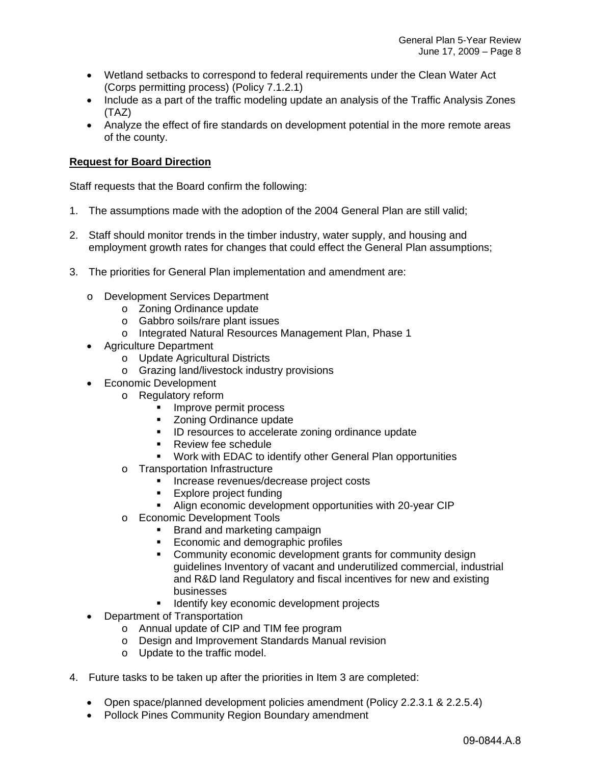- Wetland setbacks to correspond to federal requirements under the Clean Water Act (Corps permitting process) (Policy 7.1.2.1)
- Include as a part of the traffic modeling update an analysis of the Traffic Analysis Zones (TAZ)
- Analyze the effect of fire standards on development potential in the more remote areas of the county.

**Request for Board Direction**

Staff requests that the Board confirm the following:

1. The assumptions made with the adoption of the 2004 General Plan are still valid;

2. Staff should monitor trends in the timber industry, water supply, and housing and employment growth rates for changes that could effect the General Plan assumptions;

3. The priorities for General Plan implementation and amendment are:

   - Development Services Department
     - Zoning Ordinance update
     - Gabbro soils/rare plant issues
     - Integrated Natural Resources Management Plan, Phase 1
   - Agriculture Department
     - Update Agricultural Districts
     - Grazing land/livestock industry provisions
   - Economic Development
     - Regulatory reform
       - Improve permit process
       - Zoning Ordinance update
       - ID resources to accelerate zoning ordinance update
       - Review fee schedule
       - Work with EDAC to identify other General Plan opportunities
     - Transportation Infrastructure
       - Increase revenues/decrease project costs
       - Explore project funding
       - Align economic development opportunities with 20-year CIP
     - Economic Development Tools
       - Brand and marketing campaign
       - Economic and demographic profiles
       - Community economic development grants for community design guidelines Inventory of vacant and underutilized commercial, industrial and R&D land Regulatory and fiscal incentives for new and existing businesses
       - Identify key economic development projects
   - Department of Transportation
     - Annual update of CIP and TIM fee program
     - Design and Improvement Standards Manual revision
     - Update to the traffic model.

4. Future tasks to be taken up after the priorities in Item 3 are completed:

   - Open space/planned development policies amendment (Policy 2.2.3.1 & 2.2.5.4)
   - Pollock Pines Community Region Boundary amendment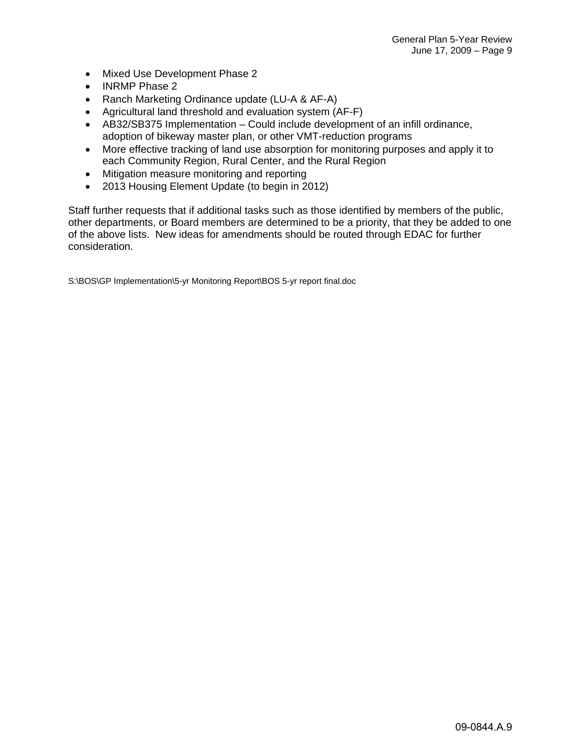- Mixed Use Development Phase 2
- INRMP Phase 2
- Ranch Marketing Ordinance update (LU-A & AF-A)
- Agricultural land threshold and evaluation system (AF-F)
- AB32/SB375 Implementation – Could include development of an infill ordinance, adoption of bikeway master plan, or other VMT-reduction programs
- More effective tracking of land use absorption for monitoring purposes and apply it to each Community Region, Rural Center, and the Rural Region
- Mitigation measure monitoring and reporting
- 2013 Housing Element Update (to begin in 2012)

Staff further requests that if additional tasks such as those identified by members of the public, other departments, or Board members are determined to be a priority, that they be added to one of the above lists. New ideas for amendments should be routed through EDAC for further consideration.

S:\BOS\GP Implementation\5-yr Monitoring Report\BOS 5-yr report final.doc